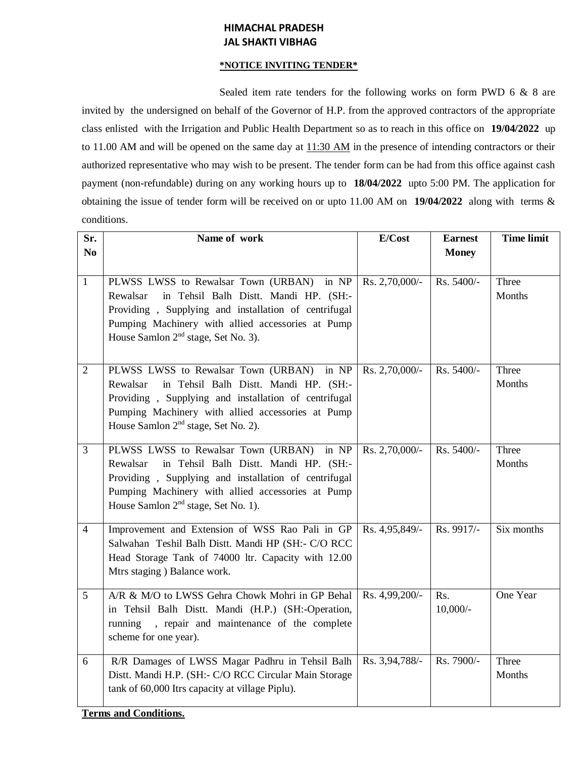# HIMACHAL PRADESH
# JAL SHAKTI VIBHAG

**\*NOTICE INVITING TENDER\***

Sealed item rate tenders for the following works on form PWD 6 & 8 are invited by the undersigned on behalf of the Governor of H.P. from the approved contractors of the appropriate class enlisted with the Irrigation and Public Health Department so as to reach in this office on **19/04/2022** up to 11.00 AM and will be opened on the same day at 11:30 AM in the presence of intending contractors or their authorized representative who may wish to be present. The tender form can be had from this office against cash payment (non-refundable) during on any working hours up to **18/04/2022** upto 5:00 PM. The application for obtaining the issue of tender form will be received on or upto 11.00 AM on **19/04/2022** along with terms & conditions.

| Sr. No | Name of work | E/Cost | Earnest Money | Time limit |
|---|---|---|---|---|
| 1 | PLWSS LWSS to Rewalsar Town (URBAN) in NP Rewalsar in Tehsil Balh Distt. Mandi HP. (SH:- Providing , Supplying and installation of centrifugal Pumping Machinery with allied accessories at Pump House Samlon 2nd stage, Set No. 3). | Rs. 2,70,000/- | Rs. 5400/- | Three Months |
| 2 | PLWSS LWSS to Rewalsar Town (URBAN) in NP Rewalsar in Tehsil Balh Distt. Mandi HP. (SH:- Providing , Supplying and installation of centrifugal Pumping Machinery with allied accessories at Pump House Samlon 2nd stage, Set No. 2). | Rs. 2,70,000/- | Rs. 5400/- | Three Months |
| 3 | PLWSS LWSS to Rewalsar Town (URBAN) in NP Rewalsar in Tehsil Balh Distt. Mandi HP. (SH:- Providing , Supplying and installation of centrifugal Pumping Machinery with allied accessories at Pump House Samlon 2nd stage, Set No. 1). | Rs. 2,70,000/- | Rs. 5400/- | Three Months |
| 4 | Improvement and Extension of WSS Rao Pali in GP Salwahan Teshil Balh Distt. Mandi HP (SH:- C/O RCC Head Storage Tank of 74000 ltr. Capacity with 12.00 Mtrs staging ) Balance work. | Rs. 4,95,849/- | Rs. 9917/- | Six months |
| 5 | A/R & M/O to LWSS Gehra Chowk Mohri in GP Behal in Tehsil Balh Distt. Mandi (H.P.) (SH:-Operation, running , repair and maintenance of the complete scheme for one year). | Rs. 4,99,200/- | Rs. 10,000/- | One Year |
| 6 | R/R Damages of LWSS Magar Padhru in Tehsil Balh Distt. Mandi H.P. (SH:- C/O RCC Circular Main Storage tank of 60,000 Itrs capacity at village Piplu). | Rs. 3,94,788/- | Rs. 7900/- | Three Months |

**Terms and Conditions.**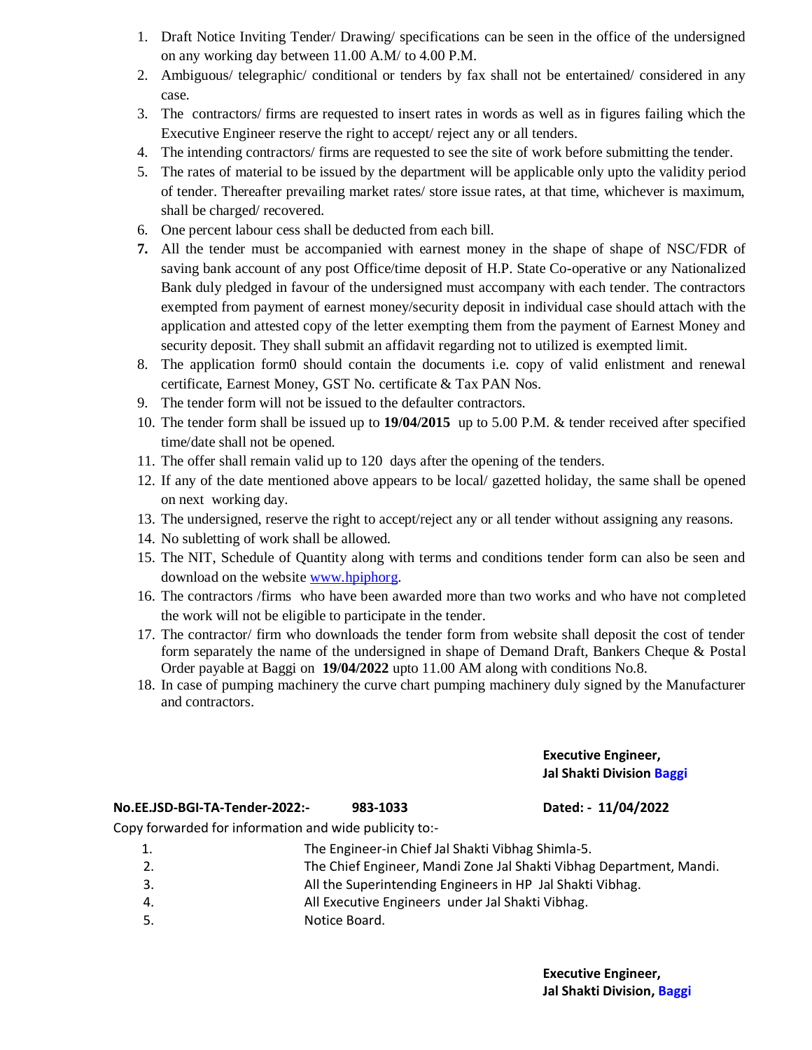1. Draft Notice Inviting Tender/ Drawing/ specifications can be seen in the office of the undersigned on any working day between 11.00 A.M/ to 4.00 P.M.
2. Ambiguous/ telegraphic/ conditional or tenders by fax shall not be entertained/ considered in any case.
3. The contractors/ firms are requested to insert rates in words as well as in figures failing which the Executive Engineer reserve the right to accept/ reject any or all tenders.
4. The intending contractors/ firms are requested to see the site of work before submitting the tender.
5. The rates of material to be issued by the department will be applicable only upto the validity period of tender. Thereafter prevailing market rates/ store issue rates, at that time, whichever is maximum, shall be charged/ recovered.
6. One percent labour cess shall be deducted from each bill.
7. All the tender must be accompanied with earnest money in the shape of shape of NSC/FDR of saving bank account of any post Office/time deposit of H.P. State Co-operative or any Nationalized Bank duly pledged in favour of the undersigned must accompany with each tender. The contractors exempted from payment of earnest money/security deposit in individual case should attach with the application and attested copy of the letter exempting them from the payment of Earnest Money and security deposit. They shall submit an affidavit regarding not to utilized is exempted limit.
8. The application form0 should contain the documents i.e. copy of valid enlistment and renewal certificate, Earnest Money, GST No. certificate & Tax PAN Nos.
9. The tender form will not be issued to the defaulter contractors.
10. The tender form shall be issued up to **19/04/2015** up to 5.00 P.M. & tender received after specified time/date shall not be opened.
11. The offer shall remain valid up to 120 days after the opening of the tenders.
12. If any of the date mentioned above appears to be local/ gazetted holiday, the same shall be opened on next working day.
13. The undersigned, reserve the right to accept/reject any or all tender without assigning any reasons.
14. No subletting of work shall be allowed.
15. The NIT, Schedule of Quantity along with terms and conditions tender form can also be seen and download on the website www.hpiphorg.
16. The contractors /firms who have been awarded more than two works and who have not completed the work will not be eligible to participate in the tender.
17. The contractor/ firm who downloads the tender form from website shall deposit the cost of tender form separately the name of the undersigned in shape of Demand Draft, Bankers Cheque & Postal Order payable at Baggi on **19/04/2022** upto 11.00 AM along with conditions No.8.
18. In case of pumping machinery the curve chart pumping machinery duly signed by the Manufacturer and contractors.

**Executive Engineer,**
**Jal Shakti Division Baggi**

**No.EE.JSD-BGI-TA-Tender-2022:- 983-1033 Dated: - 11/04/2022**

Copy forwarded for information and wide publicity to:-

1. The Engineer-in Chief Jal Shakti Vibhag Shimla-5.
2. The Chief Engineer, Mandi Zone Jal Shakti Vibhag Department, Mandi.
3. All the Superintending Engineers in HP Jal Shakti Vibhag.
4. All Executive Engineers under Jal Shakti Vibhag.
5. Notice Board.

**Executive Engineer,**
**Jal Shakti Division, Baggi**